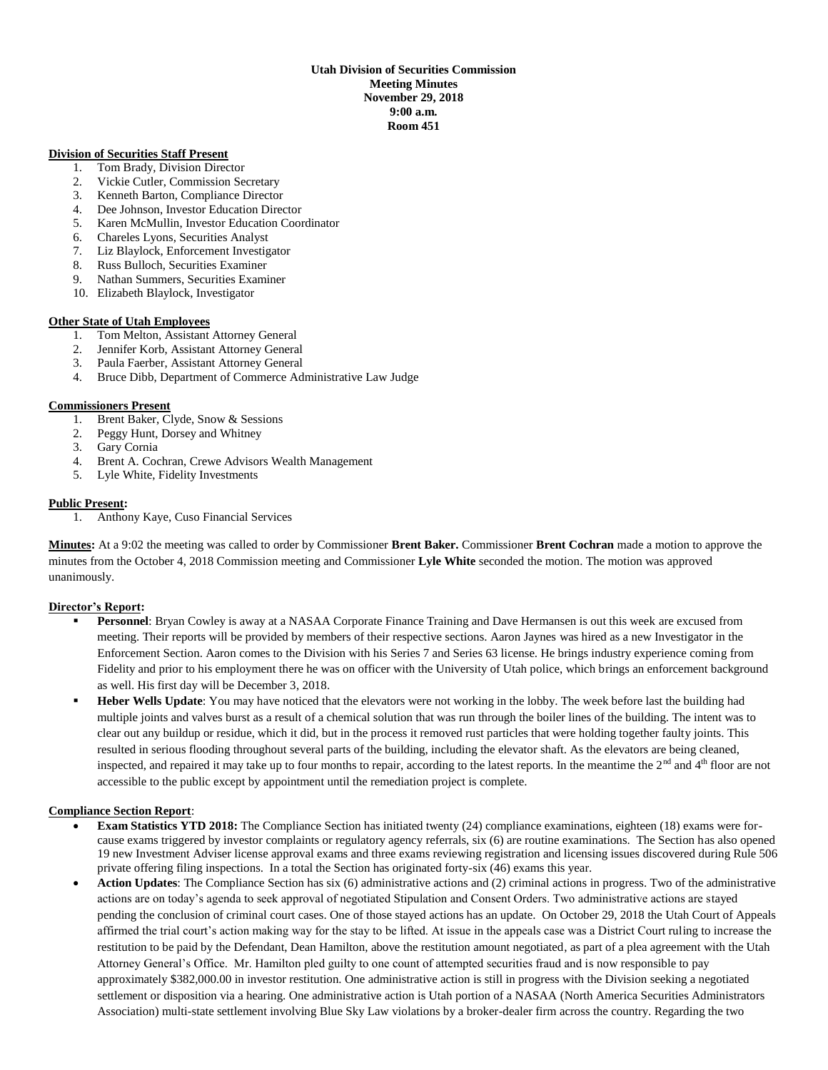**Utah Division of Securities Commission**
**Meeting Minutes**
**November 29, 2018**
**9:00 a.m.**
**Room 451**

**Division of Securities Staff Present**

1. Tom Brady, Division Director
2. Vickie Cutler, Commission Secretary
3. Kenneth Barton, Compliance Director
4. Dee Johnson, Investor Education Director
5. Karen McMullin, Investor Education Coordinator
6. Chareles Lyons, Securities Analyst
7. Liz Blaylock, Enforcement Investigator
8. Russ Bulloch, Securities Examiner
9. Nathan Summers, Securities Examiner
10. Elizabeth Blaylock, Investigator

**Other State of Utah Employees**

1. Tom Melton, Assistant Attorney General
2. Jennifer Korb, Assistant Attorney General
3. Paula Faerber, Assistant Attorney General
4. Bruce Dibb, Department of Commerce Administrative Law Judge

**Commissioners Present**

1. Brent Baker, Clyde, Snow & Sessions
2. Peggy Hunt, Dorsey and Whitney
3. Gary Cornia
4. Brent A. Cochran, Crewe Advisors Wealth Management
5. Lyle White, Fidelity Investments

**Public Present:**

1. Anthony Kaye, Cuso Financial Services

**Minutes:** At a 9:02 the meeting was called to order by Commissioner **Brent Baker.** Commissioner **Brent Cochran** made a motion to approve the minutes from the October 4, 2018 Commission meeting and Commissioner **Lyle White** seconded the motion. The motion was approved unanimously.

**Director's Report:**

- **Personnel**: Bryan Cowley is away at a NASAA Corporate Finance Training and Dave Hermansen is out this week are excused from meeting. Their reports will be provided by members of their respective sections. Aaron Jaynes was hired as a new Investigator in the Enforcement Section. Aaron comes to the Division with his Series 7 and Series 63 license. He brings industry experience coming from Fidelity and prior to his employment there he was on officer with the University of Utah police, which brings an enforcement background as well. His first day will be December 3, 2018.
- **Heber Wells Update**: You may have noticed that the elevators were not working in the lobby. The week before last the building had multiple joints and valves burst as a result of a chemical solution that was run through the boiler lines of the building. The intent was to clear out any buildup or residue, which it did, but in the process it removed rust particles that were holding together faulty joints. This resulted in serious flooding throughout several parts of the building, including the elevator shaft. As the elevators are being cleaned, inspected, and repaired it may take up to four months to repair, according to the latest reports. In the meantime the 2nd and 4th floor are not accessible to the public except by appointment until the remediation project is complete.

**Compliance Section Report**:

- **Exam Statistics YTD 2018:** The Compliance Section has initiated twenty (24) compliance examinations, eighteen (18) exams were for-cause exams triggered by investor complaints or regulatory agency referrals, six (6) are routine examinations. The Section has also opened 19 new Investment Adviser license approval exams and three exams reviewing registration and licensing issues discovered during Rule 506 private offering filing inspections. In a total the Section has originated forty-six (46) exams this year.
- **Action Updates**: The Compliance Section has six (6) administrative actions and (2) criminal actions in progress. Two of the administrative actions are on today's agenda to seek approval of negotiated Stipulation and Consent Orders. Two administrative actions are stayed pending the conclusion of criminal court cases. One of those stayed actions has an update. On October 29, 2018 the Utah Court of Appeals affirmed the trial court's action making way for the stay to be lifted. At issue in the appeals case was a District Court ruling to increase the restitution to be paid by the Defendant, Dean Hamilton, above the restitution amount negotiated, as part of a plea agreement with the Utah Attorney General's Office. Mr. Hamilton pled guilty to one count of attempted securities fraud and is now responsible to pay approximately $382,000.00 in investor restitution. One administrative action is still in progress with the Division seeking a negotiated settlement or disposition via a hearing. One administrative action is Utah portion of a NASAA (North America Securities Administrators Association) multi-state settlement involving Blue Sky Law violations by a broker-dealer firm across the country. Regarding the two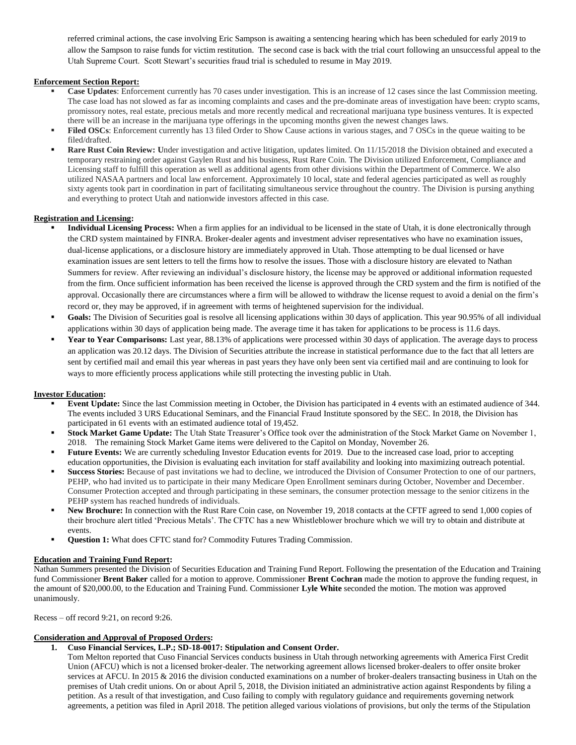referred criminal actions, the case involving Eric Sampson is awaiting a sentencing hearing which has been scheduled for early 2019 to allow the Sampson to raise funds for victim restitution. The second case is back with the trial court following an unsuccessful appeal to the Utah Supreme Court. Scott Stewart's securities fraud trial is scheduled to resume in May 2019.

**Enforcement Section Report:**

- **Case Updates**: Enforcement currently has 70 cases under investigation. This is an increase of 12 cases since the last Commission meeting. The case load has not slowed as far as incoming complaints and cases and the pre-dominate areas of investigation have been: crypto scams, promissory notes, real estate, precious metals and more recently medical and recreational marijuana type business ventures. It is expected there will be an increase in the marijuana type offerings in the upcoming months given the newest changes laws.
- **Filed OSCs**: Enforcement currently has 13 filed Order to Show Cause actions in various stages, and 7 OSCs in the queue waiting to be filed/drafted.
- **Rare Rust Coin Review: U**nder investigation and active litigation, updates limited. On 11/15/2018 the Division obtained and executed a temporary restraining order against Gaylen Rust and his business, Rust Rare Coin. The Division utilized Enforcement, Compliance and Licensing staff to fulfill this operation as well as additional agents from other divisions within the Department of Commerce. We also utilized NASAA partners and local law enforcement. Approximately 10 local, state and federal agencies participated as well as roughly sixty agents took part in coordination in part of facilitating simultaneous service throughout the country. The Division is pursing anything and everything to protect Utah and nationwide investors affected in this case.

**Registration and Licensing:**

- **Individual Licensing Process:** When a firm applies for an individual to be licensed in the state of Utah, it is done electronically through the CRD system maintained by FINRA. Broker-dealer agents and investment adviser representatives who have no examination issues, dual-license applications, or a disclosure history are immediately approved in Utah. Those attempting to be dual licensed or have examination issues are sent letters to tell the firms how to resolve the issues. Those with a disclosure history are elevated to Nathan Summers for review. After reviewing an individual's disclosure history, the license may be approved or additional information requested from the firm. Once sufficient information has been received the license is approved through the CRD system and the firm is notified of the approval. Occasionally there are circumstances where a firm will be allowed to withdraw the license request to avoid a denial on the firm's record or, they may be approved, if in agreement with terms of heightened supervision for the individual.
- **Goals:** The Division of Securities goal is resolve all licensing applications within 30 days of application. This year 90.95% of all individual applications within 30 days of application being made. The average time it has taken for applications to be process is 11.6 days.
- **Year to Year Comparisons:** Last year, 88.13% of applications were processed within 30 days of application. The average days to process an application was 20.12 days. The Division of Securities attribute the increase in statistical performance due to the fact that all letters are sent by certified mail and email this year whereas in past years they have only been sent via certified mail and are continuing to look for ways to more efficiently process applications while still protecting the investing public in Utah.

**Investor Education:**

- **Event Update:** Since the last Commission meeting in October, the Division has participated in 4 events with an estimated audience of 344. The events included 3 URS Educational Seminars, and the Financial Fraud Institute sponsored by the SEC. In 2018, the Division has participated in 61 events with an estimated audience total of 19,452.
- **Stock Market Game Update:** The Utah State Treasurer's Office took over the administration of the Stock Market Game on November 1, 2018. The remaining Stock Market Game items were delivered to the Capitol on Monday, November 26.
- **Future Events:** We are currently scheduling Investor Education events for 2019. Due to the increased case load, prior to accepting education opportunities, the Division is evaluating each invitation for staff availability and looking into maximizing outreach potential.
- **Success Stories:** Because of past invitations we had to decline, we introduced the Division of Consumer Protection to one of our partners, PEHP, who had invited us to participate in their many Medicare Open Enrollment seminars during October, November and December. Consumer Protection accepted and through participating in these seminars, the consumer protection message to the senior citizens in the PEHP system has reached hundreds of individuals.
- **New Brochure:** In connection with the Rust Rare Coin case, on November 19, 2018 contacts at the CFTF agreed to send 1,000 copies of their brochure alert titled 'Precious Metals'. The CFTC has a new Whistleblower brochure which we will try to obtain and distribute at events.
- **Question 1:** What does CFTC stand for? Commodity Futures Trading Commission.

**Education and Training Fund Report:**

Nathan Summers presented the Division of Securities Education and Training Fund Report. Following the presentation of the Education and Training fund Commissioner **Brent Baker** called for a motion to approve. Commissioner **Brent Cochran** made the motion to approve the funding request, in the amount of $20,000.00, to the Education and Training Fund. Commissioner **Lyle White** seconded the motion. The motion was approved unanimously.

Recess – off record 9:21, on record 9:26.

**Consideration and Approval of Proposed Orders:**

1. **Cuso Financial Services, L.P.; SD-18-0017: Stipulation and Consent Order.**

   Tom Melton reported that Cuso Financial Services conducts business in Utah through networking agreements with America First Credit Union (AFCU) which is not a licensed broker-dealer. The networking agreement allows licensed broker-dealers to offer onsite broker services at AFCU. In 2015 & 2016 the division conducted examinations on a number of broker-dealers transacting business in Utah on the premises of Utah credit unions. On or about April 5, 2018, the Division initiated an administrative action against Respondents by filing a petition. As a result of that investigation, and Cuso failing to comply with regulatory guidance and requirements governing network agreements, a petition was filed in April 2018. The petition alleged various violations of provisions, but only the terms of the Stipulation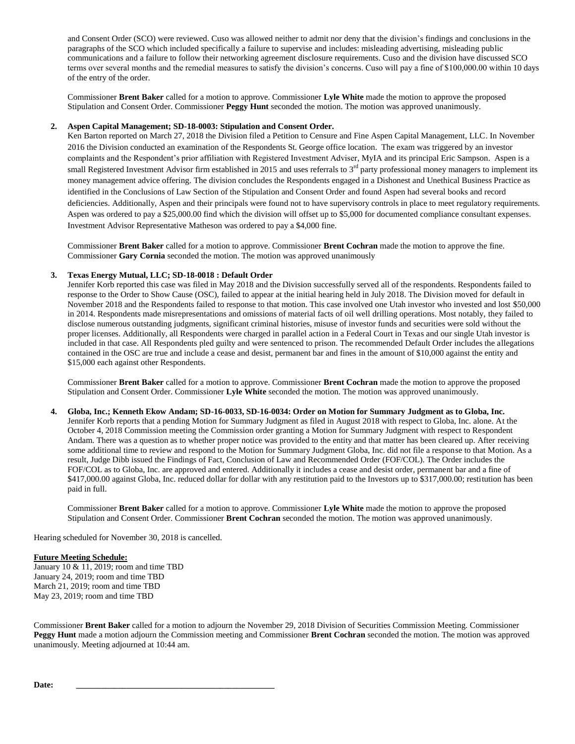and Consent Order (SCO) were reviewed. Cuso was allowed neither to admit nor deny that the division's findings and conclusions in the paragraphs of the SCO which included specifically a failure to supervise and includes: misleading advertising, misleading public communications and a failure to follow their networking agreement disclosure requirements. Cuso and the division have discussed SCO terms over several months and the remedial measures to satisfy the division's concerns. Cuso will pay a fine of $100,000.00 within 10 days of the entry of the order.

Commissioner **Brent Baker** called for a motion to approve. Commissioner **Lyle White** made the motion to approve the proposed Stipulation and Consent Order. Commissioner **Peggy Hunt** seconded the motion. The motion was approved unanimously.

2. **Aspen Capital Management; SD-18-0003: Stipulation and Consent Order.**
   Ken Barton reported on March 27, 2018 the Division filed a Petition to Censure and Fine Aspen Capital Management, LLC. In November 2016 the Division conducted an examination of the Respondents St. George office location. The exam was triggered by an investor complaints and the Respondent's prior affiliation with Registered Investment Adviser, MyIA and its principal Eric Sampson. Aspen is a small Registered Investment Advisor firm established in 2015 and uses referrals to 3rd party professional money managers to implement its money management advice offering. The division concludes the Respondents engaged in a Dishonest and Unethical Business Practice as identified in the Conclusions of Law Section of the Stipulation and Consent Order and found Aspen had several books and record deficiencies. Additionally, Aspen and their principals were found not to have supervisory controls in place to meet regulatory requirements. Aspen was ordered to pay a $25,000.00 find which the division will offset up to $5,000 for documented compliance consultant expenses. Investment Advisor Representative Matheson was ordered to pay a $4,000 fine.

   Commissioner **Brent Baker** called for a motion to approve. Commissioner **Brent Cochran** made the motion to approve the fine. Commissioner **Gary Cornia** seconded the motion. The motion was approved unanimously

3. **Texas Energy Mutual, LLC; SD-18-0018 : Default Order**
   Jennifer Korb reported this case was filed in May 2018 and the Division successfully served all of the respondents. Respondents failed to response to the Order to Show Cause (OSC), failed to appear at the initial hearing held in July 2018. The Division moved for default in November 2018 and the Respondents failed to response to that motion. This case involved one Utah investor who invested and lost $50,000 in 2014. Respondents made misrepresentations and omissions of material facts of oil well drilling operations. Most notably, they failed to disclose numerous outstanding judgments, significant criminal histories, misuse of investor funds and securities were sold without the proper licenses. Additionally, all Respondents were charged in parallel action in a Federal Court in Texas and our single Utah investor is included in that case. All Respondents pled guilty and were sentenced to prison. The recommended Default Order includes the allegations contained in the OSC are true and include a cease and desist, permanent bar and fines in the amount of $10,000 against the entity and $15,000 each against other Respondents.

   Commissioner **Brent Baker** called for a motion to approve. Commissioner **Brent Cochran** made the motion to approve the proposed Stipulation and Consent Order. Commissioner **Lyle White** seconded the motion. The motion was approved unanimously.

4. **Globa, Inc.; Kenneth Ekow Andam; SD-16-0033, SD-16-0034: Order on Motion for Summary Judgment as to Globa, Inc.**
   Jennifer Korb reports that a pending Motion for Summary Judgment as filed in August 2018 with respect to Globa, Inc. alone. At the October 4, 2018 Commission meeting the Commission order granting a Motion for Summary Judgment with respect to Respondent Andam. There was a question as to whether proper notice was provided to the entity and that matter has been cleared up. After receiving some additional time to review and respond to the Motion for Summary Judgment Globa, Inc. did not file a response to that Motion. As a result, Judge Dibb issued the Findings of Fact, Conclusion of Law and Recommended Order (FOF/COL). The Order includes the FOF/COL as to Globa, Inc. are approved and entered. Additionally it includes a cease and desist order, permanent bar and a fine of $417,000.00 against Globa, Inc. reduced dollar for dollar with any restitution paid to the Investors up to $317,000.00; restitution has been paid in full.

   Commissioner **Brent Baker** called for a motion to approve. Commissioner **Lyle White** made the motion to approve the proposed Stipulation and Consent Order. Commissioner **Brent Cochran** seconded the motion. The motion was approved unanimously.

Hearing scheduled for November 30, 2018 is cancelled.

**Future Meeting Schedule:**
January 10 & 11, 2019; room and time TBD
January 24, 2019; room and time TBD
March 21, 2019; room and time TBD
May 23, 2019; room and time TBD

Commissioner **Brent Baker** called for a motion to adjourn the November 29, 2018 Division of Securities Commission Meeting. Commissioner **Peggy Hunt** made a motion adjourn the Commission meeting and Commissioner **Brent Cochran** seconded the motion. The motion was approved unanimously. Meeting adjourned at 10:44 am.

**Date:** ________________________________________________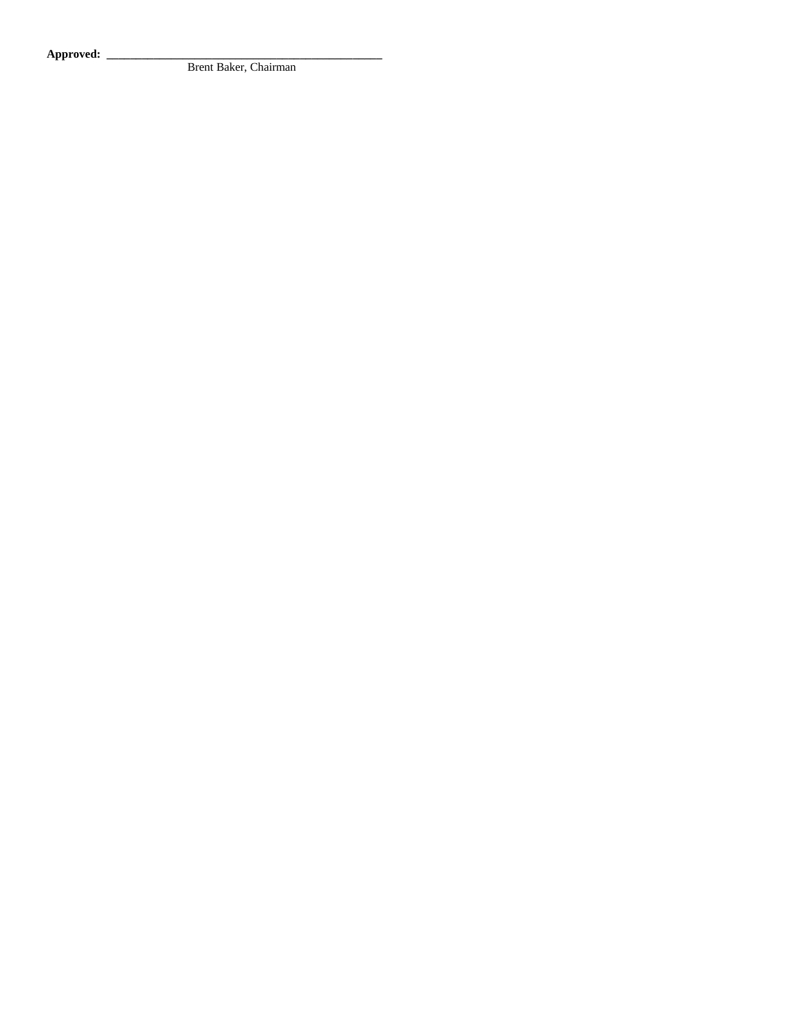**Approved:** _______________________________________________

Brent Baker, Chairman